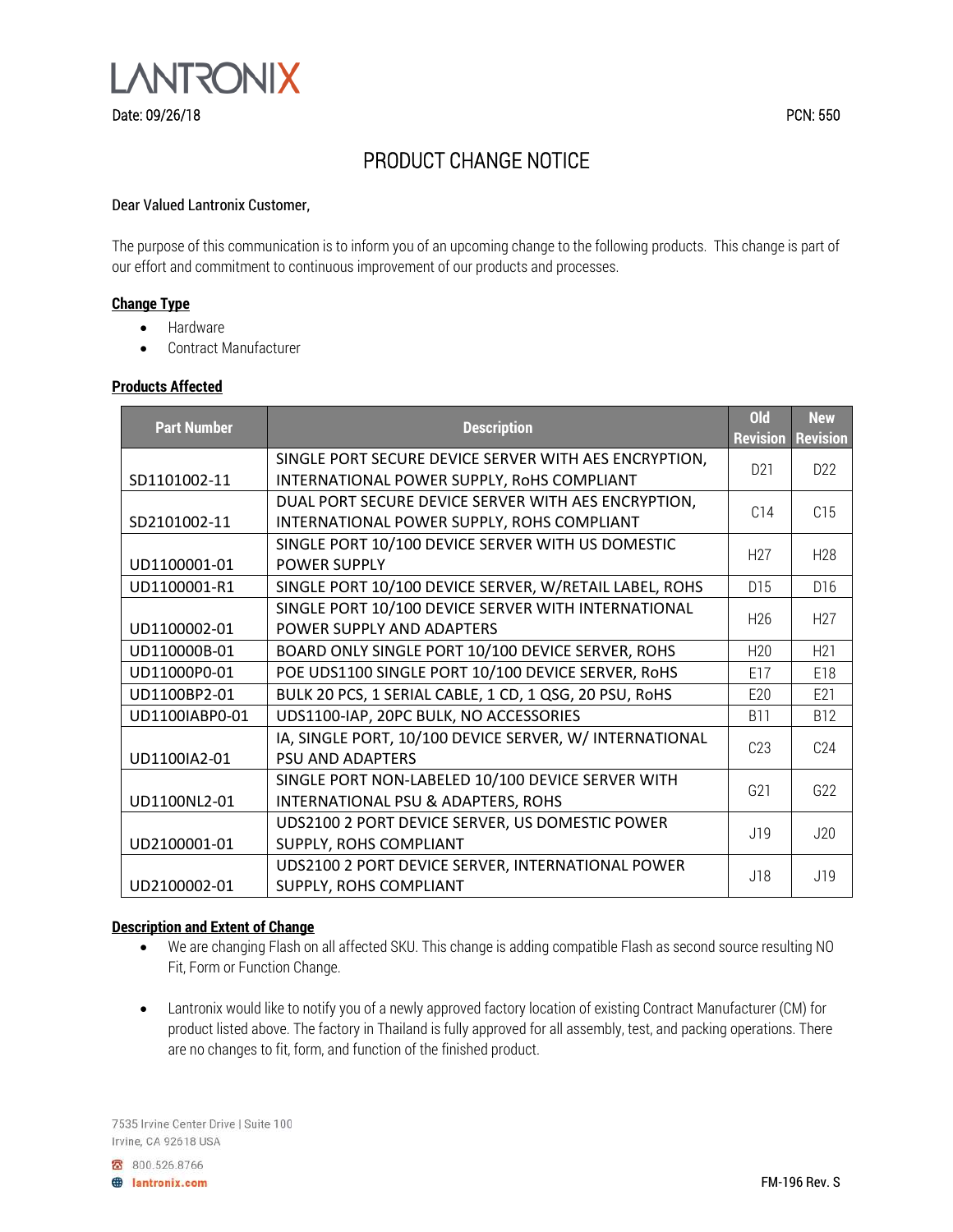LANTRONIX

Date: 09/26/18

PCN: 550

# PRODUCT CHANGE NOTICE

Dear Valued Lantronix Customer,

The purpose of this communication is to inform you of an upcoming change to the following products. This change is part of our effort and commitment to continuous improvement of our products and processes.

## Change Type

- Hardware
- Contract Manufacturer

## Products Affected

| Part Number | Description | Old Revision | New Revision |
|---|---|---|---|
| SD1101002-11 | SINGLE PORT SECURE DEVICE SERVER WITH AES ENCRYPTION, INTERNATIONAL POWER SUPPLY, RoHS COMPLIANT | D21 | D22 |
| SD2101002-11 | DUAL PORT SECURE DEVICE SERVER WITH AES ENCRYPTION, INTERNATIONAL POWER SUPPLY, ROHS COMPLIANT | C14 | C15 |
| UD1100001-01 | SINGLE PORT 10/100 DEVICE SERVER WITH US DOMESTIC POWER SUPPLY | H27 | H28 |
| UD1100001-R1 | SINGLE PORT 10/100 DEVICE SERVER, W/RETAIL LABEL, ROHS | D15 | D16 |
| UD1100002-01 | SINGLE PORT 10/100 DEVICE SERVER WITH INTERNATIONAL POWER SUPPLY AND ADAPTERS | H26 | H27 |
| UD110000B-01 | BOARD ONLY SINGLE PORT 10/100 DEVICE SERVER, ROHS | H20 | H21 |
| UD11000P0-01 | POE UDS1100 SINGLE PORT 10/100 DEVICE SERVER, RoHS | E17 | E18 |
| UD1100BP2-01 | BULK 20 PCS, 1 SERIAL CABLE, 1 CD, 1 QSG, 20 PSU, RoHS | E20 | E21 |
| UD1100IABP0-01 | UDS1100-IAP, 20PC BULK, NO ACCESSORIES | B11 | B12 |
| UD1100IA2-01 | IA, SINGLE PORT, 10/100 DEVICE SERVER, W/ INTERNATIONAL PSU AND ADAPTERS | C23 | C24 |
| UD1100NL2-01 | SINGLE PORT NON-LABELED 10/100 DEVICE SERVER WITH INTERNATIONAL PSU & ADAPTERS, ROHS | G21 | G22 |
| UD2100001-01 | UDS2100 2 PORT DEVICE SERVER, US DOMESTIC POWER SUPPLY, ROHS COMPLIANT | J19 | J20 |
| UD2100002-01 | UDS2100 2 PORT DEVICE SERVER, INTERNATIONAL POWER SUPPLY, ROHS COMPLIANT | J18 | J19 |

## Description and Extent of Change

- We are changing Flash on all affected SKU. This change is adding compatible Flash as second source resulting NO Fit, Form or Function Change.

- Lantronix would like to notify you of a newly approved factory location of existing Contract Manufacturer (CM) for product listed above. The factory in Thailand is fully approved for all assembly, test, and packing operations. There are no changes to fit, form, and function of the finished product.

7535 Irvine Center Drive | Suite 100
Irvine, CA 92618 USA

800.526.8766

lantronix.com

FM-196 Rev. S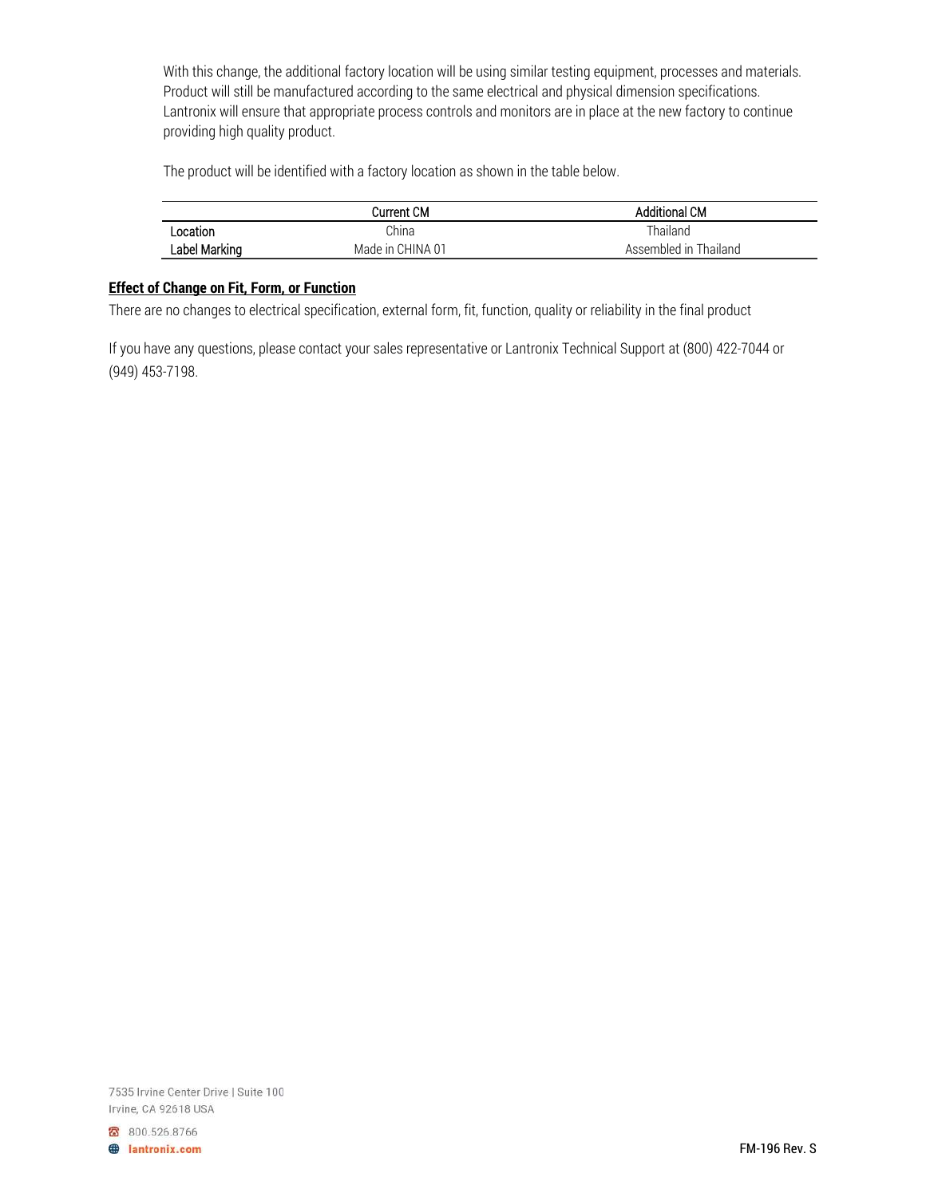With this change, the additional factory location will be using similar testing equipment, processes and materials. Product will still be manufactured according to the same electrical and physical dimension specifications. Lantronix will ensure that appropriate process controls and monitors are in place at the new factory to continue providing high quality product.

The product will be identified with a factory location as shown in the table below.

| | Current CM | Additional CM |
|---|---|---|
| Location | China | Thailand |
| Label Marking | Made in CHINA 01 | Assembled in Thailand |

**Effect of Change on Fit, Form, or Function**

There are no changes to electrical specification, external form, fit, function, quality or reliability in the final product

If you have any questions, please contact your sales representative or Lantronix Technical Support at (800) 422-7044 or (949) 453-7198.

7535 Irvine Center Drive | Suite 100
Irvine, CA 92618 USA

800.526.8766
lantronix.com

FM-196 Rev. S